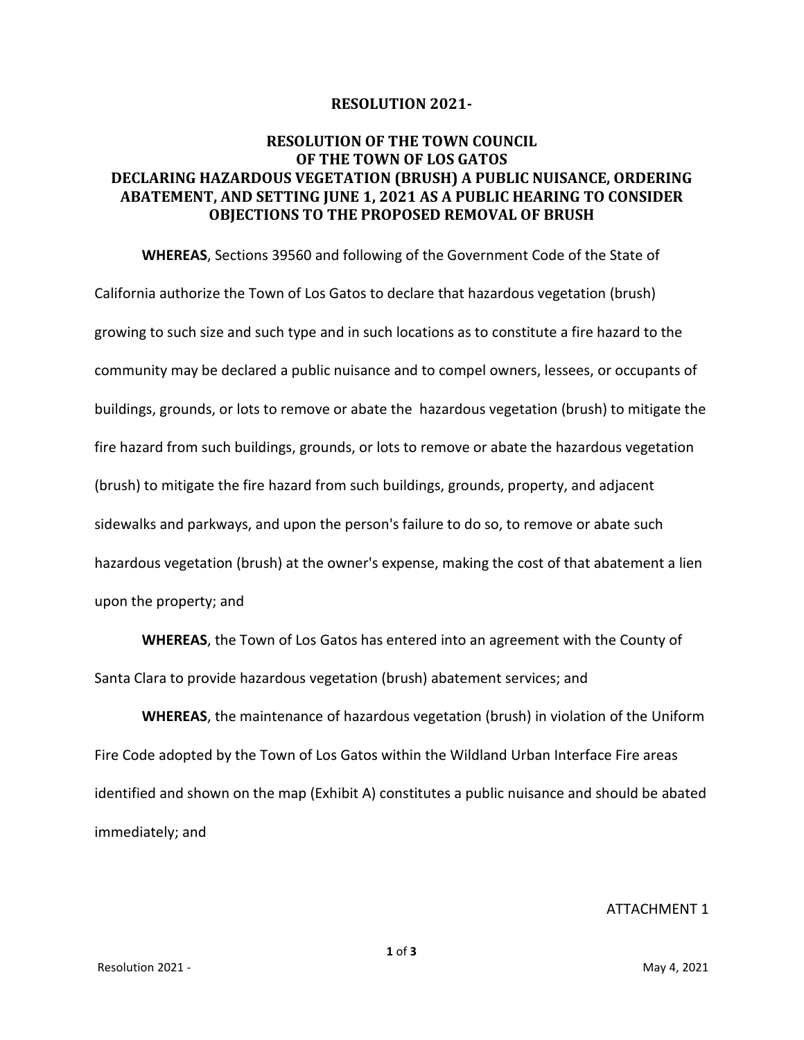**RESOLUTION 2021-**

# RESOLUTION OF THE TOWN COUNCIL OF THE TOWN OF LOS GATOS DECLARING HAZARDOUS VEGETATION (BRUSH) A PUBLIC NUISANCE, ORDERING ABATEMENT, AND SETTING JUNE 1, 2021 AS A PUBLIC HEARING TO CONSIDER OBJECTIONS TO THE PROPOSED REMOVAL OF BRUSH

**WHEREAS**, Sections 39560 and following of the Government Code of the State of California authorize the Town of Los Gatos to declare that hazardous vegetation (brush) growing to such size and such type and in such locations as to constitute a fire hazard to the community may be declared a public nuisance and to compel owners, lessees, or occupants of buildings, grounds, or lots to remove or abate the hazardous vegetation (brush) to mitigate the fire hazard from such buildings, grounds, or lots to remove or abate the hazardous vegetation (brush) to mitigate the fire hazard from such buildings, grounds, property, and adjacent sidewalks and parkways, and upon the person's failure to do so, to remove or abate such hazardous vegetation (brush) at the owner's expense, making the cost of that abatement a lien upon the property; and

**WHEREAS**, the Town of Los Gatos has entered into an agreement with the County of Santa Clara to provide hazardous vegetation (brush) abatement services; and

**WHEREAS**, the maintenance of hazardous vegetation (brush) in violation of the Uniform Fire Code adopted by the Town of Los Gatos within the Wildland Urban Interface Fire areas identified and shown on the map (Exhibit A) constitutes a public nuisance and should be abated immediately; and

ATTACHMENT 1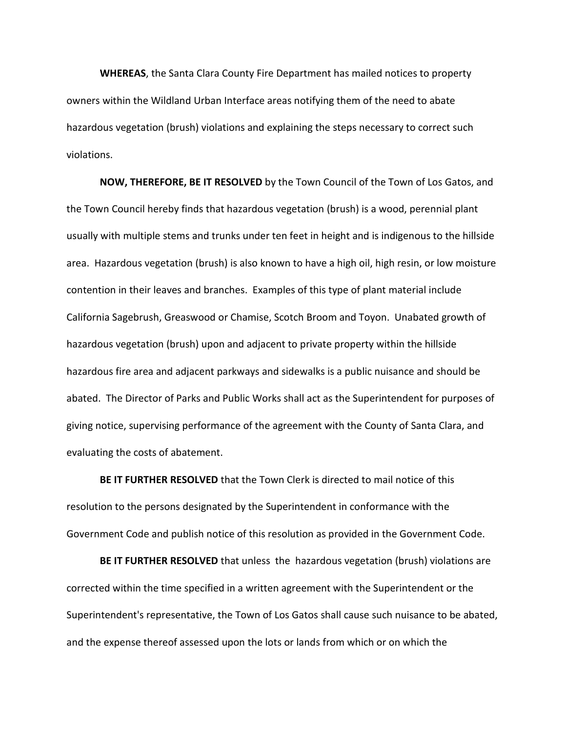**WHEREAS**, the Santa Clara County Fire Department has mailed notices to property owners within the Wildland Urban Interface areas notifying them of the need to abate hazardous vegetation (brush) violations and explaining the steps necessary to correct such violations.

**NOW, THEREFORE, BE IT RESOLVED** by the Town Council of the Town of Los Gatos, and the Town Council hereby finds that hazardous vegetation (brush) is a wood, perennial plant usually with multiple stems and trunks under ten feet in height and is indigenous to the hillside area. Hazardous vegetation (brush) is also known to have a high oil, high resin, or low moisture contention in their leaves and branches. Examples of this type of plant material include California Sagebrush, Greaswood or Chamise, Scotch Broom and Toyon. Unabated growth of hazardous vegetation (brush) upon and adjacent to private property within the hillside hazardous fire area and adjacent parkways and sidewalks is a public nuisance and should be abated. The Director of Parks and Public Works shall act as the Superintendent for purposes of giving notice, supervising performance of the agreement with the County of Santa Clara, and evaluating the costs of abatement.

**BE IT FURTHER RESOLVED** that the Town Clerk is directed to mail notice of this resolution to the persons designated by the Superintendent in conformance with the Government Code and publish notice of this resolution as provided in the Government Code.

**BE IT FURTHER RESOLVED** that unless the hazardous vegetation (brush) violations are corrected within the time specified in a written agreement with the Superintendent or the Superintendent's representative, the Town of Los Gatos shall cause such nuisance to be abated, and the expense thereof assessed upon the lots or lands from which or on which the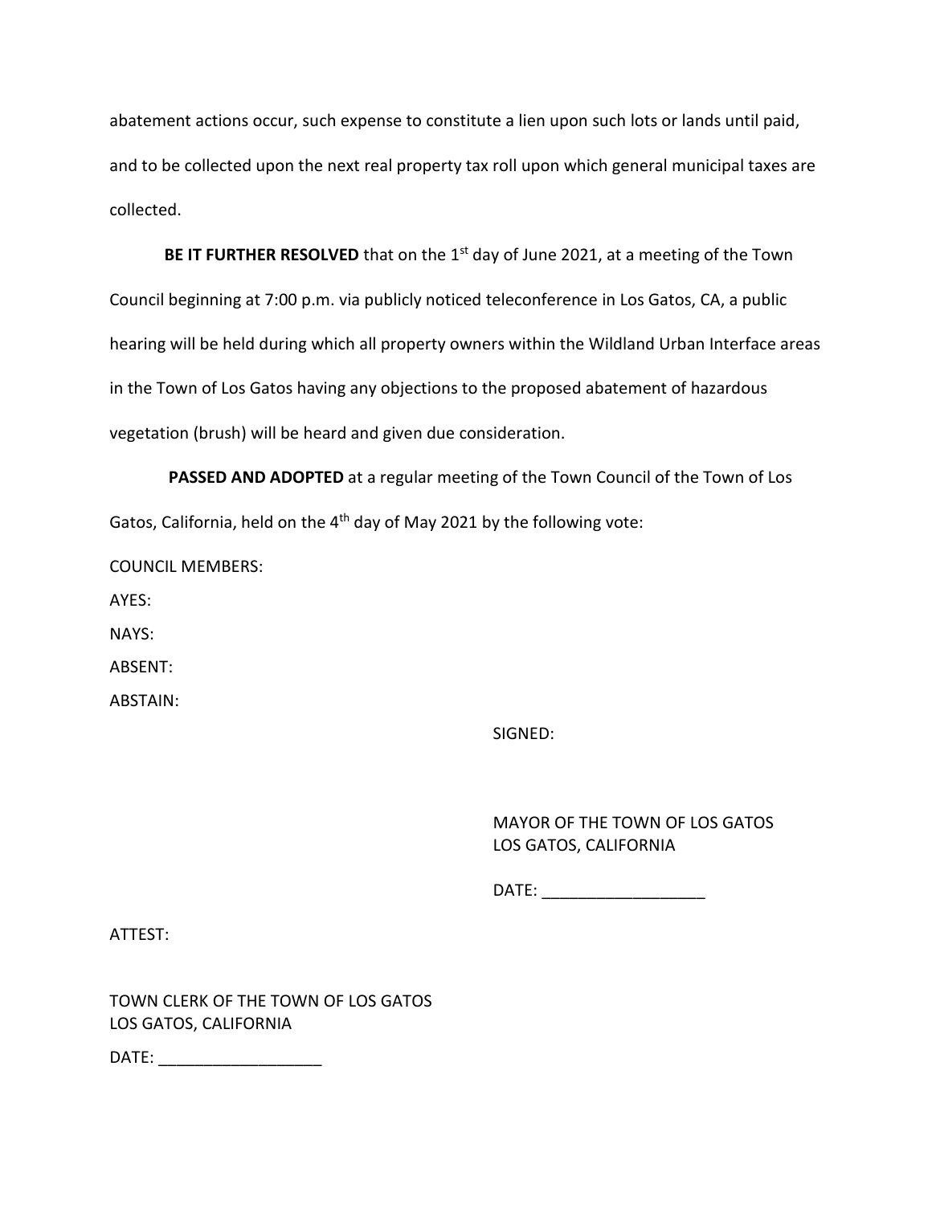abatement actions occur, such expense to constitute a lien upon such lots or lands until paid, and to be collected upon the next real property tax roll upon which general municipal taxes are collected.

**BE IT FURTHER RESOLVED** that on the 1st day of June 2021, at a meeting of the Town Council beginning at 7:00 p.m. via publicly noticed teleconference in Los Gatos, CA, a public hearing will be held during which all property owners within the Wildland Urban Interface areas in the Town of Los Gatos having any objections to the proposed abatement of hazardous vegetation (brush) will be heard and given due consideration.

**PASSED AND ADOPTED** at a regular meeting of the Town Council of the Town of Los Gatos, California, held on the 4th day of May 2021 by the following vote:

COUNCIL MEMBERS:

AYES:

NAYS:

ABSENT:

ABSTAIN:

SIGNED:

MAYOR OF THE TOWN OF LOS GATOS
LOS GATOS, CALIFORNIA

DATE: __________________

ATTEST:

TOWN CLERK OF THE TOWN OF LOS GATOS
LOS GATOS, CALIFORNIA

DATE: __________________